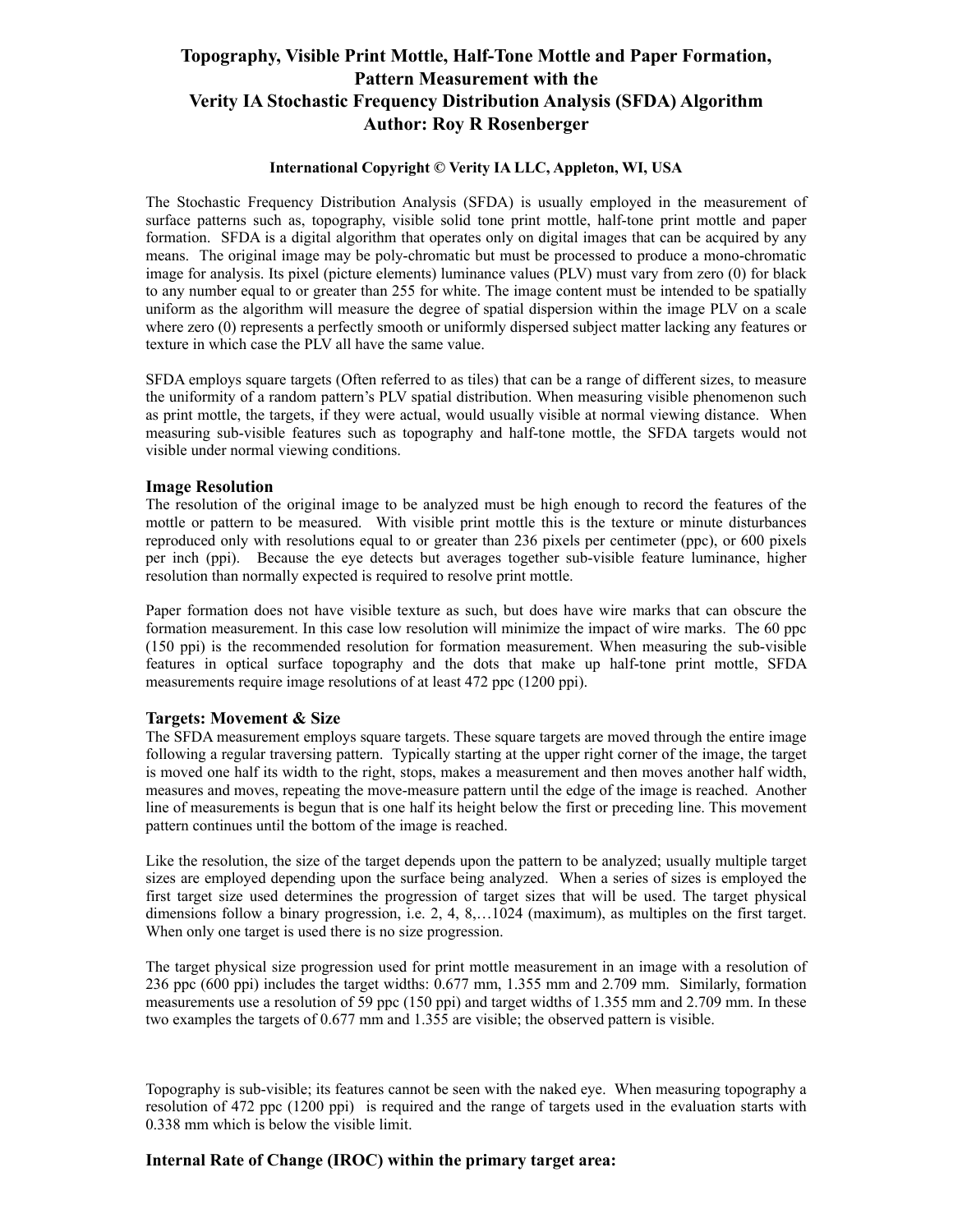# Topography, Visible Print Mottle, Half-Tone Mottle and Paper Formation, Pattern Measurement with the Verity IA Stochastic Frequency Distribution Analysis (SFDA) Algorithm

**Author: Roy R Rosenberger**

**International Copyright © Verity IA LLC, Appleton, WI, USA**

The Stochastic Frequency Distribution Analysis (SFDA) is usually employed in the measurement of surface patterns such as, topography, visible solid tone print mottle, half-tone print mottle and paper formation. SFDA is a digital algorithm that operates only on digital images that can be acquired by any means. The original image may be poly-chromatic but must be processed to produce a mono-chromatic image for analysis. Its pixel (picture elements) luminance values (PLV) must vary from zero (0) for black to any number equal to or greater than 255 for white. The image content must be intended to be spatially uniform as the algorithm will measure the degree of spatial dispersion within the image PLV on a scale where zero (0) represents a perfectly smooth or uniformly dispersed subject matter lacking any features or texture in which case the PLV all have the same value.

SFDA employs square targets (Often referred to as tiles) that can be a range of different sizes, to measure the uniformity of a random pattern's PLV spatial distribution. When measuring visible phenomenon such as print mottle, the targets, if they were actual, would usually visible at normal viewing distance. When measuring sub-visible features such as topography and half-tone mottle, the SFDA targets would not visible under normal viewing conditions.

## Image Resolution

The resolution of the original image to be analyzed must be high enough to record the features of the mottle or pattern to be measured. With visible print mottle this is the texture or minute disturbances reproduced only with resolutions equal to or greater than 236 pixels per centimeter (ppc), or 600 pixels per inch (ppi). Because the eye detects but averages together sub-visible feature luminance, higher resolution than normally expected is required to resolve print mottle.

Paper formation does not have visible texture as such, but does have wire marks that can obscure the formation measurement. In this case low resolution will minimize the impact of wire marks. The 60 ppc (150 ppi) is the recommended resolution for formation measurement. When measuring the sub-visible features in optical surface topography and the dots that make up half-tone print mottle, SFDA measurements require image resolutions of at least 472 ppc (1200 ppi).

## Targets: Movement & Size

The SFDA measurement employs square targets. These square targets are moved through the entire image following a regular traversing pattern. Typically starting at the upper right corner of the image, the target is moved one half its width to the right, stops, makes a measurement and then moves another half width, measures and moves, repeating the move-measure pattern until the edge of the image is reached. Another line of measurements is begun that is one half its height below the first or preceding line. This movement pattern continues until the bottom of the image is reached.

Like the resolution, the size of the target depends upon the pattern to be analyzed; usually multiple target sizes are employed depending upon the surface being analyzed. When a series of sizes is employed the first target size used determines the progression of target sizes that will be used. The target physical dimensions follow a binary progression, i.e. 2, 4, 8,…1024 (maximum), as multiples on the first target. When only one target is used there is no size progression.

The target physical size progression used for print mottle measurement in an image with a resolution of 236 ppc (600 ppi) includes the target widths: 0.677 mm, 1.355 mm and 2.709 mm. Similarly, formation measurements use a resolution of 59 ppc (150 ppi) and target widths of 1.355 mm and 2.709 mm. In these two examples the targets of 0.677 mm and 1.355 are visible; the observed pattern is visible.

Topography is sub-visible; its features cannot be seen with the naked eye. When measuring topography a resolution of 472 ppc (1200 ppi) is required and the range of targets used in the evaluation starts with 0.338 mm which is below the visible limit.

## Internal Rate of Change (IROC) within the primary target area: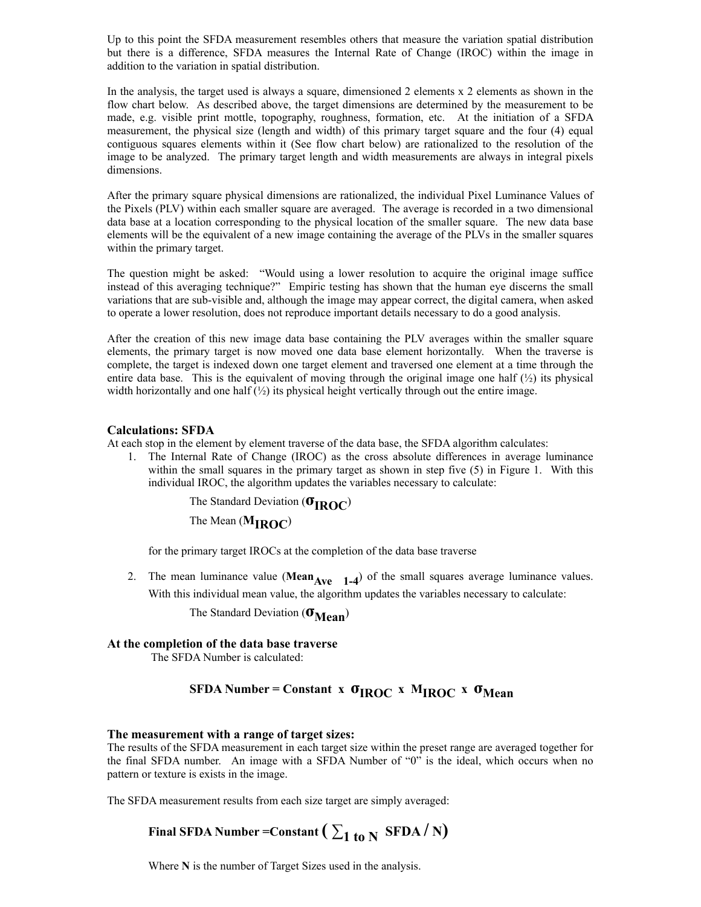Up to this point the SFDA measurement resembles others that measure the variation spatial distribution but there is a difference, SFDA measures the Internal Rate of Change (IROC) within the image in addition to the variation in spatial distribution.

In the analysis, the target used is always a square, dimensioned 2 elements x 2 elements as shown in the flow chart below. As described above, the target dimensions are determined by the measurement to be made, e.g. visible print mottle, topography, roughness, formation, etc. At the initiation of a SFDA measurement, the physical size (length and width) of this primary target square and the four (4) equal contiguous squares elements within it (See flow chart below) are rationalized to the resolution of the image to be analyzed. The primary target length and width measurements are always in integral pixels dimensions.

After the primary square physical dimensions are rationalized, the individual Pixel Luminance Values of the Pixels (PLV) within each smaller square are averaged. The average is recorded in a two dimensional data base at a location corresponding to the physical location of the smaller square. The new data base elements will be the equivalent of a new image containing the average of the PLVs in the smaller squares within the primary target.

The question might be asked: "Would using a lower resolution to acquire the original image suffice instead of this averaging technique?" Empiric testing has shown that the human eye discerns the small variations that are sub-visible and, although the image may appear correct, the digital camera, when asked to operate a lower resolution, does not reproduce important details necessary to do a good analysis.

After the creation of this new image data base containing the PLV averages within the smaller square elements, the primary target is now moved one data base element horizontally. When the traverse is complete, the target is indexed down one target element and traversed one element at a time through the entire data base. This is the equivalent of moving through the original image one half (½) its physical width horizontally and one half (½) its physical height vertically through out the entire image.

### Calculations: SFDA

At each stop in the element by element traverse of the data base, the SFDA algorithm calculates:

1. The Internal Rate of Change (IROC) as the cross absolute differences in average luminance within the small squares in the primary target as shown in step five (5) in Figure 1. With this individual IROC, the algorithm updates the variables necessary to calculate:

   The Standard Deviation ($\sigma_{IROC}$)

   The Mean ($M_{IROC}$)

   for the primary target IROCs at the completion of the data base traverse

2. The mean luminance value ($\mathbf{Mean}_{\mathbf{Ave\ 1\text{-}4}}$) of the small squares average luminance values. With this individual mean value, the algorithm updates the variables necessary to calculate:

   The Standard Deviation ($\sigma_{Mean}$)

### At the completion of the data base traverse

The SFDA Number is calculated:

$$\textbf{SFDA Number} = \textbf{Constant} \times \sigma_{IROC} \times M_{IROC} \times \sigma_{Mean}$$

### The measurement with a range of target sizes:

The results of the SFDA measurement in each target size within the preset range are averaged together for the final SFDA number. An image with a SFDA Number of "0" is the ideal, which occurs when no pattern or texture is exists in the image.

The SFDA measurement results from each size target are simply averaged:

$$\textbf{Final SFDA Number} = \textbf{Constant}\left(\sum_{1 \text{ to } N} \textbf{SFDA} / \textbf{N}\right)$$

Where **N** is the number of Target Sizes used in the analysis.